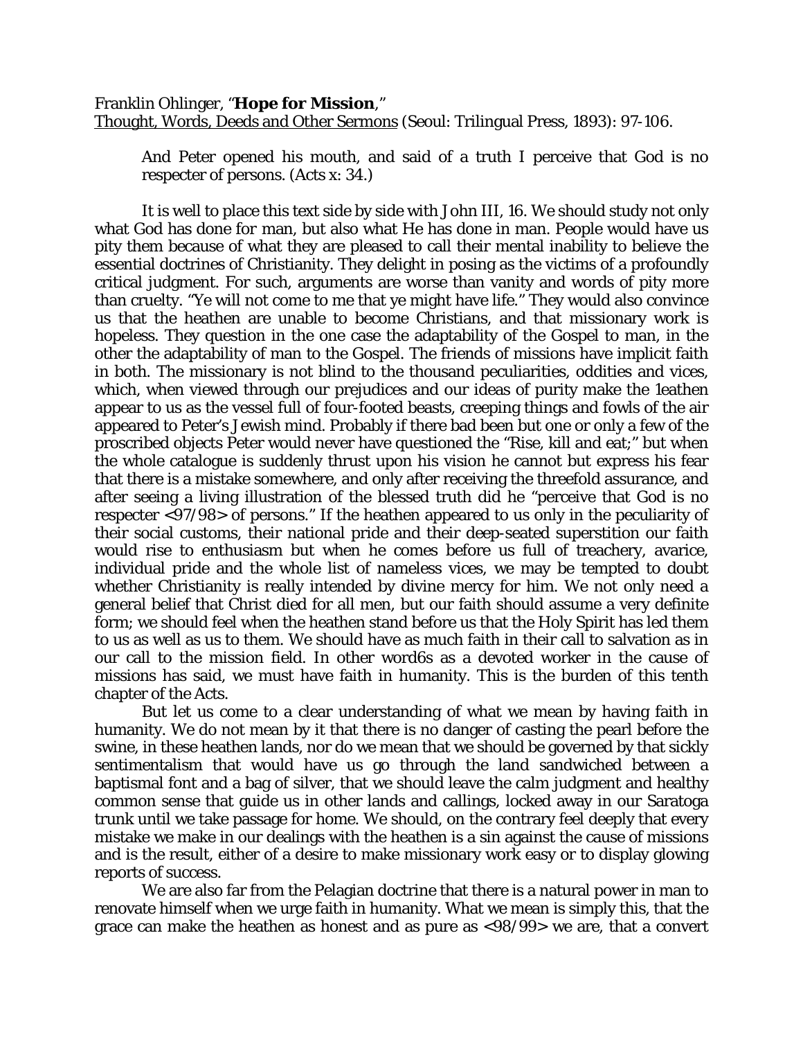Franklin Ohlinger, "**Hope for Mission**,"
Thought, Words, Deeds and Other Sermons (Seoul: Trilingual Press, 1893): 97-106.

> And Peter opened his mouth, and said of a truth I perceive that God is no respecter of persons. (Acts x: 34.)

It is well to place this text side by side with John III, 16. We should study not only what God has done for man, but also what He has done in man. People would have us pity them because of what they are pleased to call their mental inability to believe the essential doctrines of Christianity. They delight in posing as the victims of a profoundly critical judgment. For such, arguments are worse than vanity and words of pity more than cruelty. "Ye will not come to me that ye might have life." They would also convince us that the heathen are unable to become Christians, and that missionary work is hopeless. They question in the one case the adaptability of the Gospel to man, in the other the adaptability of man to the Gospel. The friends of missions have implicit faith in both. The missionary is not blind to the thousand peculiarities, oddities and vices, which, when viewed through our prejudices and our ideas of purity make the 1eathen appear to us as the vessel full of four-footed beasts, creeping things and fowls of the air appeared to Peter's Jewish mind. Probably if there bad been but one or only a few of the proscribed objects Peter would never have questioned the "Rise, kill and eat;" but when the whole catalogue is suddenly thrust upon his vision he cannot but express his fear that there is a mistake somewhere, and only after receiving the threefold assurance, and after seeing a living illustration of the blessed truth did he "perceive that God is no respecter <97/98> of persons." If the heathen appeared to us only in the peculiarity of their social customs, their national pride and their deep-seated superstition our faith would rise to enthusiasm but when he comes before us full of treachery, avarice, individual pride and the whole list of nameless vices, we may be tempted to doubt whether Christianity is really intended by divine mercy for him. We not only need a general belief that Christ died for all men, but our faith should assume a very definite form; we should feel when the heathen stand before us that the Holy Spirit has led them to us as well as us to them. We should have as much faith in their call to salvation as in our call to the mission field. In other word6s as a devoted worker in the cause of missions has said, we must have faith in humanity. This is the burden of this tenth chapter of the Acts.

But let us come to a clear understanding of what we mean by having faith in humanity. We do not mean by it that there is no danger of casting the pearl before the swine, in these heathen lands, nor do we mean that we should be governed by that sickly sentimentalism that would have us go through the land sandwiched between a baptismal font and a bag of silver, that we should leave the calm judgment and healthy common sense that guide us in other lands and callings, locked away in our Saratoga trunk until we take passage for home. We should, on the contrary feel deeply that every mistake we make in our dealings with the heathen is a sin against the cause of missions and is the result, either of a desire to make missionary work easy or to display glowing reports of success.

We are also far from the Pelagian doctrine that there is a natural power in man to renovate himself when we urge faith in humanity. What we mean is simply this, that the grace can make the heathen as honest and as pure as <98/99> we are, that a convert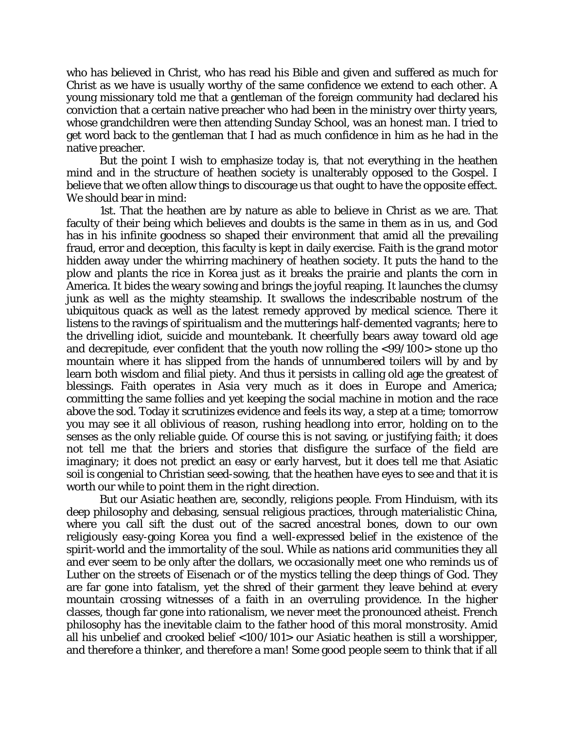who has believed in Christ, who has read his Bible and given and suffered as much for Christ as we have is usually worthy of the same confidence we extend to each other. A young missionary told me that a gentleman of the foreign community had declared his conviction that a certain native preacher who had been in the ministry over thirty years, whose grandchildren were then attending Sunday School, was an honest man. I tried to get word back to the gentleman that I had as much confidence in him as he had in the native preacher.

But the point I wish to emphasize today is, that not everything in the heathen mind and in the structure of heathen society is unalterably opposed to the Gospel. I believe that we often allow things to discourage us that ought to have the opposite effect. We should bear in mind:

1st. That the heathen are by nature as able to believe in Christ as we are. That faculty of their being which believes and doubts is the same in them as in us, and God has in his infinite goodness so shaped their environment that amid all the prevailing fraud, error and deception, this faculty is kept in daily exercise. Faith is the grand motor hidden away under the whirring machinery of heathen society. It puts the hand to the plow and plants the rice in Korea just as it breaks the prairie and plants the corn in America. It bides the weary sowing and brings the joyful reaping. It launches the clumsy junk as well as the mighty steamship. It swallows the indescribable nostrum of the ubiquitous quack as well as the latest remedy approved by medical science. There it listens to the ravings of spiritualism and the mutterings half-demented vagrants; here to the drivelling idiot, suicide and mountebank. It cheerfully bears away toward old age and decrepitude, ever confident that the youth now rolling the <99/100> stone up tho mountain where it has slipped from the hands of unnumbered toilers will by and by learn both wisdom and filial piety. And thus it persists in calling old age the greatest of blessings. Faith operates in Asia very much as it does in Europe and America; committing the same follies and yet keeping the social machine in motion and the race above the sod. Today it scrutinizes evidence and feels its way, a step at a time; tomorrow you may see it all oblivious of reason, rushing headlong into error, holding on to the senses as the only reliable guide. Of course this is not saving, or justifying faith; it does not tell me that the briers and stories that disfigure the surface of the field are imaginary; it does not predict an easy or early harvest, but it does tell me that Asiatic soil is congenial to Christian seed-sowing, that the heathen have eyes to see and that it is worth our while to point them in the right direction.

But our Asiatic heathen are, secondly, religions people. From Hinduism, with its deep philosophy and debasing, sensual religious practices, through materialistic China, where you call sift the dust out of the sacred ancestral bones, down to our own religiously easy-going Korea you find a well-expressed belief in the existence of the spirit-world and the immortality of the soul. While as nations arid communities they all and ever seem to be only after the dollars, we occasionally meet one who reminds us of Luther on the streets of Eisenach or of the mystics telling the deep things of God. They are far gone into fatalism, yet the shred of their garment they leave behind at every mountain crossing witnesses of a faith in an overruling providence. In the higher classes, though far gone into rationalism, we never meet the pronounced atheist. French philosophy has the inevitable claim to the father hood of this moral monstrosity. Amid all his unbelief and crooked belief <100/101> our Asiatic heathen is still a worshipper, and therefore a thinker, and therefore a man! Some good people seem to think that if all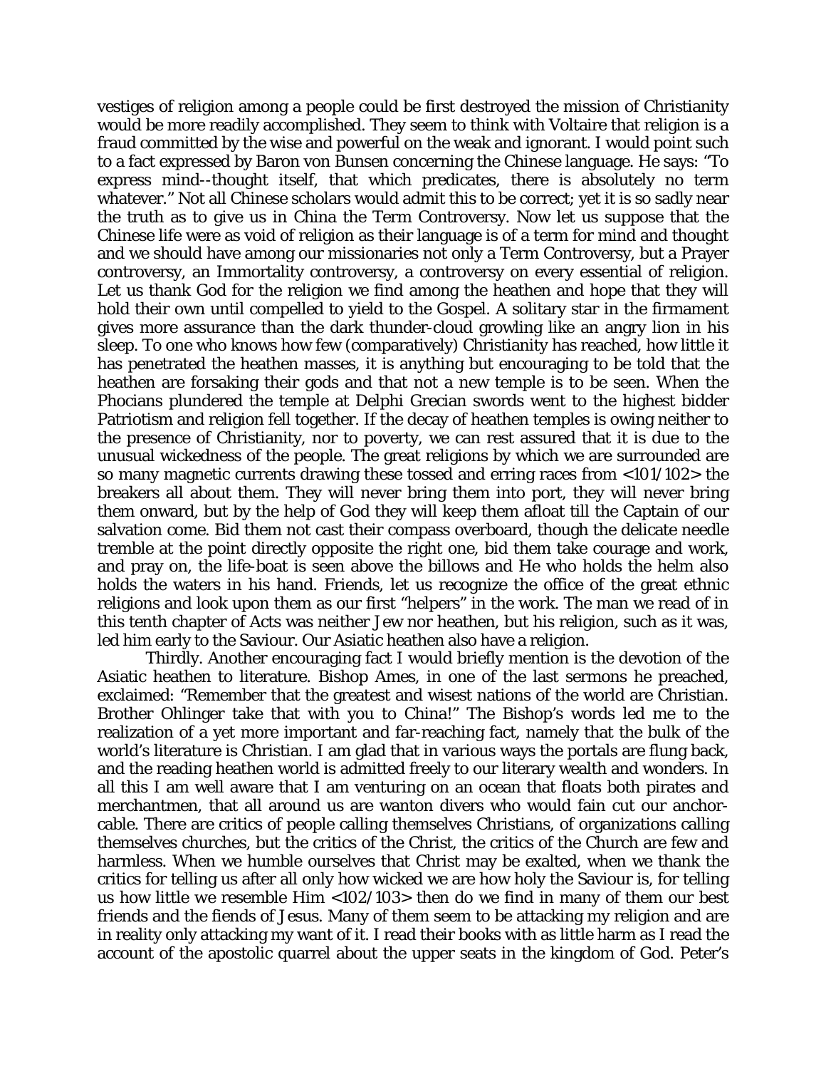vestiges of religion among a people could be first destroyed the mission of Christianity would be more readily accomplished. They seem to think with Voltaire that religion is a fraud committed by the wise and powerful on the weak and ignorant. I would point such to a fact expressed by Baron von Bunsen concerning the Chinese language. He says: "To express mind--thought itself, that which predicates, there is absolutely no term whatever." Not all Chinese scholars would admit this to be correct; yet it is so sadly near the truth as to give us in China the Term Controversy. Now let us suppose that the Chinese life were as void of religion as their language is of a term for mind and thought and we should have among our missionaries not only a Term Controversy, but a Prayer controversy, an Immortality controversy, a controversy on every essential of religion. Let us thank God for the religion we find among the heathen and hope that they will hold their own until compelled to yield to the Gospel. A solitary star in the firmament gives more assurance than the dark thunder-cloud growling like an angry lion in his sleep. To one who knows how few (comparatively) Christianity has reached, how little it has penetrated the heathen masses, it is anything but encouraging to be told that the heathen are forsaking their gods and that not a new temple is to be seen. When the Phocians plundered the temple at Delphi Grecian swords went to the highest bidder Patriotism and religion fell together. If the decay of heathen temples is owing neither to the presence of Christianity, nor to poverty, we can rest assured that it is due to the unusual wickedness of the people. The great religions by which we are surrounded are so many magnetic currents drawing these tossed and erring races from <101/102> the breakers all about them. They will never bring them into port, they will never bring them onward, but by the help of God they will keep them afloat till the Captain of our salvation come. Bid them not cast their compass overboard, though the delicate needle tremble at the point directly opposite the right one, bid them take courage and work, and pray on, the life-boat is seen above the billows and He who holds the helm also holds the waters in his hand. Friends, let us recognize the office of the great ethnic religions and look upon them as our first "helpers" in the work. The man we read of in this tenth chapter of Acts was neither Jew nor heathen, but his religion, such as it was, led him early to the Saviour. Our Asiatic heathen also have a religion.

Thirdly. Another encouraging fact I would briefly mention is the devotion of the Asiatic heathen to literature. Bishop Ames, in one of the last sermons he preached, exclaimed: "Remember that the greatest and wisest nations of the world are Christian. Brother Ohlinger take that with you to China!" The Bishop's words led me to the realization of a yet more important and far-reaching fact, namely that the bulk of the world's literature is Christian. I am glad that in various ways the portals are flung back, and the reading heathen world is admitted freely to our literary wealth and wonders. In all this I am well aware that I am venturing on an ocean that floats both pirates and merchantmen, that all around us are wanton divers who would fain cut our anchor-cable. There are critics of people calling themselves Christians, of organizations calling themselves churches, but the critics of the Christ, the critics of the Church are few and harmless. When we humble ourselves that Christ may be exalted, when we thank the critics for telling us after all only how wicked we are how holy the Saviour is, for telling us how little we resemble Him <102/103> then do we find in many of them our best friends and the fiends of Jesus. Many of them seem to be attacking my religion and are in reality only attacking my want of it. I read their books with as little harm as I read the account of the apostolic quarrel about the upper seats in the kingdom of God. Peter's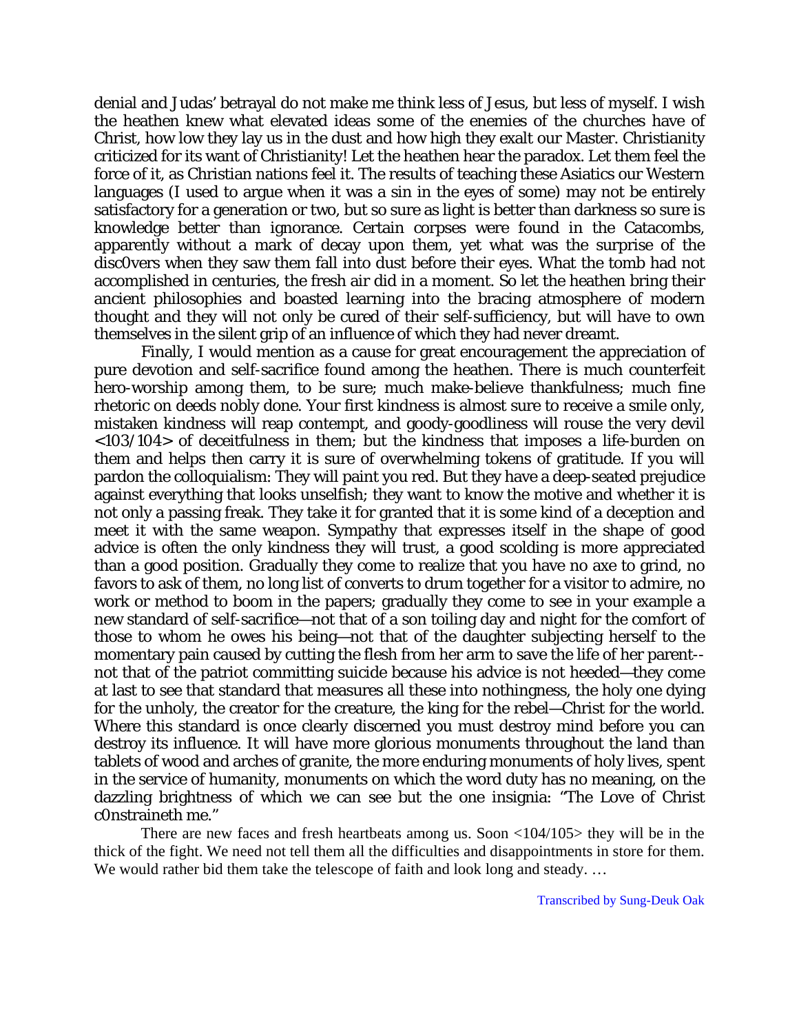denial and Judas' betrayal do not make me think less of Jesus, but less of myself. I wish the heathen knew what elevated ideas some of the enemies of the churches have of Christ, how low they lay us in the dust and how high they exalt our Master. Christianity criticized for its want of Christianity! Let the heathen hear the paradox. Let them feel the force of it, as Christian nations feel it. The results of teaching these Asiatics our Western languages (I used to argue when it was a sin in the eyes of some) may not be entirely satisfactory for a generation or two, but so sure as light is better than darkness so sure is knowledge better than ignorance. Certain corpses were found in the Catacombs, apparently without a mark of decay upon them, yet what was the surprise of the disc0vers when they saw them fall into dust before their eyes. What the tomb had not accomplished in centuries, the fresh air did in a moment. So let the heathen bring their ancient philosophies and boasted learning into the bracing atmosphere of modern thought and they will not only be cured of their self-sufficiency, but will have to own themselves in the silent grip of an influence of which they had never dreamt.

Finally, I would mention as a cause for great encouragement the appreciation of pure devotion and self-sacrifice found among the heathen. There is much counterfeit hero-worship among them, to be sure; much make-believe thankfulness; much fine rhetoric on deeds nobly done. Your first kindness is almost sure to receive a smile only, mistaken kindness will reap contempt, and goody-goodliness will rouse the very devil <103/104> of deceitfulness in them; but the kindness that imposes a life-burden on them and helps then carry it is sure of overwhelming tokens of gratitude. If you will pardon the colloquialism: They will paint you red. But they have a deep-seated prejudice against everything that looks unselfish; they want to know the motive and whether it is not only a passing freak. They take it for granted that it is some kind of a deception and meet it with the same weapon. Sympathy that expresses itself in the shape of good advice is often the only kindness they will trust, a good scolding is more appreciated than a good position. Gradually they come to realize that you have no axe to grind, no favors to ask of them, no long list of converts to drum together for a visitor to admire, no work or method to boom in the papers; gradually they come to see in your example a new standard of self-sacrifice—not that of a son toiling day and night for the comfort of those to whom he owes his being—not that of the daughter subjecting herself to the momentary pain caused by cutting the flesh from her arm to save the life of her parent--not that of the patriot committing suicide because his advice is not heeded—they come at last to see that standard that measures all these into nothingness, the holy one dying for the unholy, the creator for the creature, the king for the rebel—Christ for the world. Where this standard is once clearly discerned you must destroy mind before you can destroy its influence. It will have more glorious monuments throughout the land than tablets of wood and arches of granite, the more enduring monuments of holy lives, spent in the service of humanity, monuments on which the word duty has no meaning, on the dazzling brightness of which we can see but the one insignia: "The Love of Christ c0nstraineth me."

There are new faces and fresh heartbeats among us. Soon <104/105> they will be in the thick of the fight. We need not tell them all the difficulties and disappointments in store for them. We would rather bid them take the telescope of faith and look long and steady. …

Transcribed by Sung-Deuk Oak